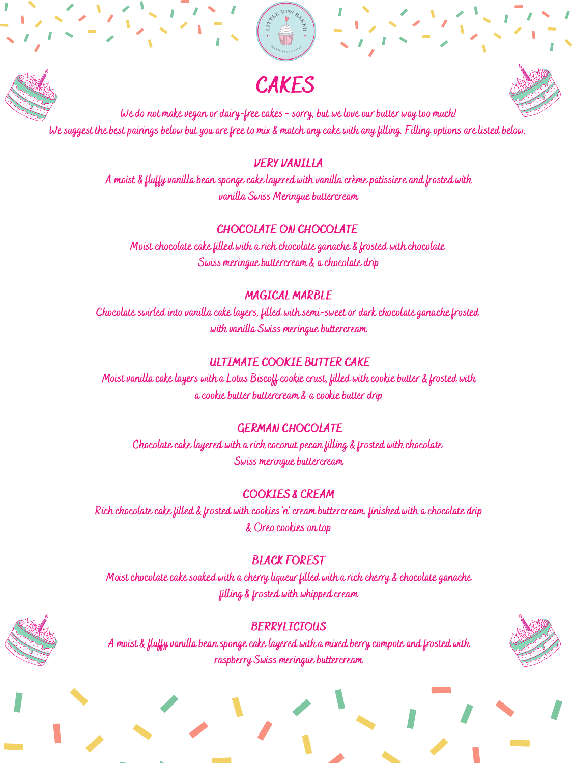# CAKES

We do not make vegan or dairy-free cakes - sorry, but we love our butter way too much!
We suggest the best pairings below but you are free to mix & match any cake with any filling. Filling options are listed below.

## VERY VANILLA

A moist & fluffy vanilla bean sponge cake layered with vanilla crème patissiere and frosted with vanilla Swiss Meringue buttercream

## CHOCOLATE ON CHOCOLATE

Moist chocolate cake filled with a rich chocolate ganache & frosted with chocolate Swiss meringue buttercream & a chocolate drip

## MAGICAL MARBLE

Chocolate swirled into vanilla cake layers, filled with semi-sweet or dark chocolate ganache frosted with vanilla Swiss meringue buttercream

## ULTIMATE COOKIE BUTTER CAKE

Moist vanilla cake layers with a Lotus Biscoff cookie crust, filled with cookie butter & frosted with a cookie butter buttercream & a cookie butter drip

## GERMAN CHOCOLATE

Chocolate cake layered with a rich coconut pecan filling & frosted with chocolate Swiss meringue buttercream

## COOKIES & CREAM

Rich chocolate cake filled & frosted with cookies 'n' cream buttercream. finished with a chocolate drip & Oreo cookies on top

## BLACK FOREST

Moist chocolate cake soaked with a cherry liqueur filled with a rich cherry & chocolate ganache filling & frosted with whipped cream

## BERRYLICIOUS

A moist & fluffy vanilla bean sponge cake layered with a mixed berry compote and frosted with raspberry Swiss meringue buttercream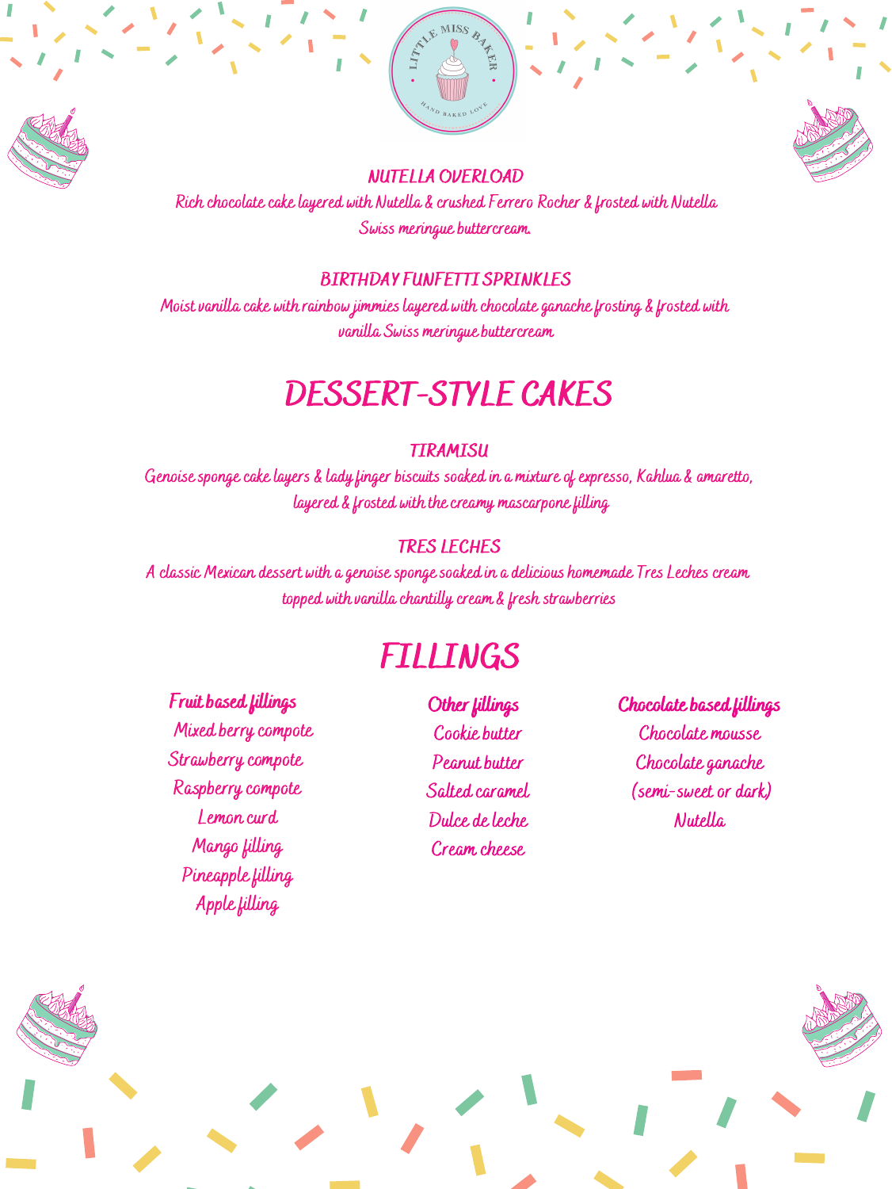LITTLE MISS BAKER
HAND BAKED LOVE

### NUTELLA OVERLOAD

Rich chocolate cake layered with Nutella & crushed Ferrero Rocher & frosted with Nutella Swiss meringue buttercream.

### BIRTHDAY FUNFETTI SPRINKLES

Moist vanilla cake with rainbow jimmies layered with chocolate ganache frosting & frosted with vanilla Swiss meringue buttercream

## DESSERT-STYLE CAKES

### TIRAMISU

Genoise sponge cake layers & lady finger biscuits soaked in a mixture of expresso, Kahlua & amaretto, layered & frosted with the creamy mascarpone filling

### TRES LECHES

A classic Mexican dessert with a genoise sponge soaked in a delicious homemade Tres Leches cream topped with vanilla chantilly cream & fresh strawberries

## FILLINGS

### Fruit based fillings

Mixed berry compote
Strawberry compote
Raspberry compote
Lemon curd
Mango filling
Pineapple filling
Apple filling

### Other fillings

Cookie butter
Peanut butter
Salted caramel
Dulce de leche
Cream cheese

### Chocolate based fillings

Chocolate mousse
Chocolate ganache (semi-sweet or dark)
Nutella